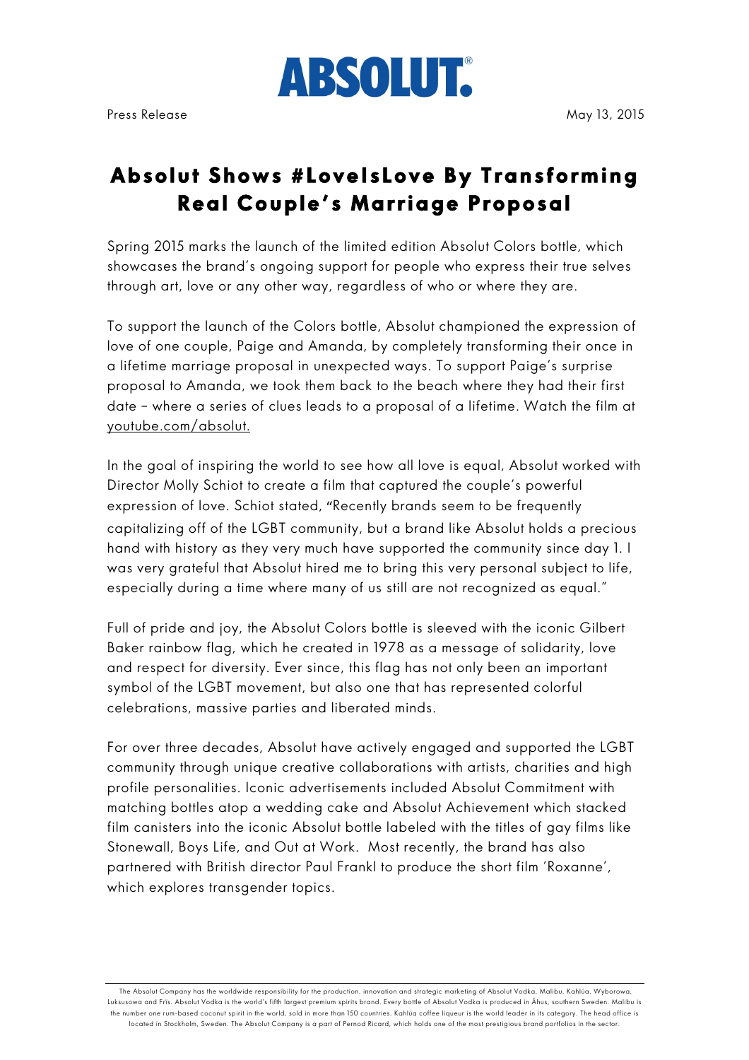ABSOLUT.

Press Release

May 13, 2015

# Absolut Shows #LoveIsLove By Transforming Real Couple's Marriage Proposal

Spring 2015 marks the launch of the limited edition Absolut Colors bottle, which showcases the brand's ongoing support for people who express their true selves through art, love or any other way, regardless of who or where they are.

To support the launch of the Colors bottle, Absolut championed the expression of love of one couple, Paige and Amanda, by completely transforming their once in a lifetime marriage proposal in unexpected ways. To support Paige's surprise proposal to Amanda, we took them back to the beach where they had their first date – where a series of clues leads to a proposal of a lifetime. Watch the film at youtube.com/absolut.

In the goal of inspiring the world to see how all love is equal, Absolut worked with Director Molly Schiot to create a film that captured the couple's powerful expression of love. Schiot stated, "Recently brands seem to be frequently capitalizing off of the LGBT community, but a brand like Absolut holds a precious hand with history as they very much have supported the community since day 1. I was very grateful that Absolut hired me to bring this very personal subject to life, especially during a time where many of us still are not recognized as equal."

Full of pride and joy, the Absolut Colors bottle is sleeved with the iconic Gilbert Baker rainbow flag, which he created in 1978 as a message of solidarity, love and respect for diversity. Ever since, this flag has not only been an important symbol of the LGBT movement, but also one that has represented colorful celebrations, massive parties and liberated minds.

For over three decades, Absolut have actively engaged and supported the LGBT community through unique creative collaborations with artists, charities and high profile personalities. Iconic advertisements included Absolut Commitment with matching bottles atop a wedding cake and Absolut Achievement which stacked film canisters into the iconic Absolut bottle labeled with the titles of gay films like Stonewall, Boys Life, and Out at Work. Most recently, the brand has also partnered with British director Paul Frankl to produce the short film 'Roxanne', which explores transgender topics.

The Absolut Company has the worldwide responsibility for the production, innovation and strategic marketing of Absolut Vodka, Malibu, Kahlúa, Wyborowa, Luksusowa and Frïs. Absolut Vodka is the world's fifth largest premium spirits brand. Every bottle of Absolut Vodka is produced in Åhus, southern Sweden. Malibu is the number one rum-based coconut spirit in the world, sold in more than 150 countries. Kahlúa coffee liqueur is the world leader in its category. The head office is located in Stockholm, Sweden. The Absolut Company is a part of Pernod Ricard, which holds one of the most prestigious brand portfolios in the sector.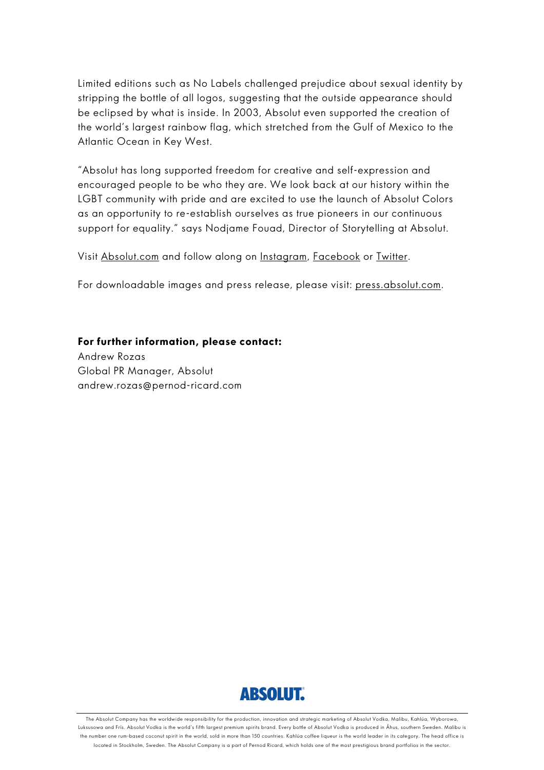Limited editions such as No Labels challenged prejudice about sexual identity by stripping the bottle of all logos, suggesting that the outside appearance should be eclipsed by what is inside. In 2003, Absolut even supported the creation of the world's largest rainbow flag, which stretched from the Gulf of Mexico to the Atlantic Ocean in Key West.

"Absolut has long supported freedom for creative and self-expression and encouraged people to be who they are. We look back at our history within the LGBT community with pride and are excited to use the launch of Absolut Colors as an opportunity to re-establish ourselves as true pioneers in our continuous support for equality." says Nodjame Fouad, Director of Storytelling at Absolut.

Visit Absolut.com and follow along on Instagram, Facebook or Twitter.

For downloadable images and press release, please visit: press.absolut.com.

**For further information, please contact:**  
Andrew Rozas  
Global PR Manager, Absolut  
andrew.rozas@pernod-ricard.com

ABSOLUT.

The Absolut Company has the worldwide responsibility for the production, innovation and strategic marketing of Absolut Vodka, Malibu, Kahlúa, Wyborowa, Luksusowa and Frïs. Absolut Vodka is the world's fifth largest premium spirits brand. Every bottle of Absolut Vodka is produced in Åhus, southern Sweden. Malibu is the number one rum-based coconut spirit in the world, sold in more than 150 countries. Kahlúa coffee liqueur is the world leader in its category. The head office is located in Stockholm, Sweden. The Absolut Company is a part of Pernod Ricard, which holds one of the most prestigious brand portfolios in the sector.